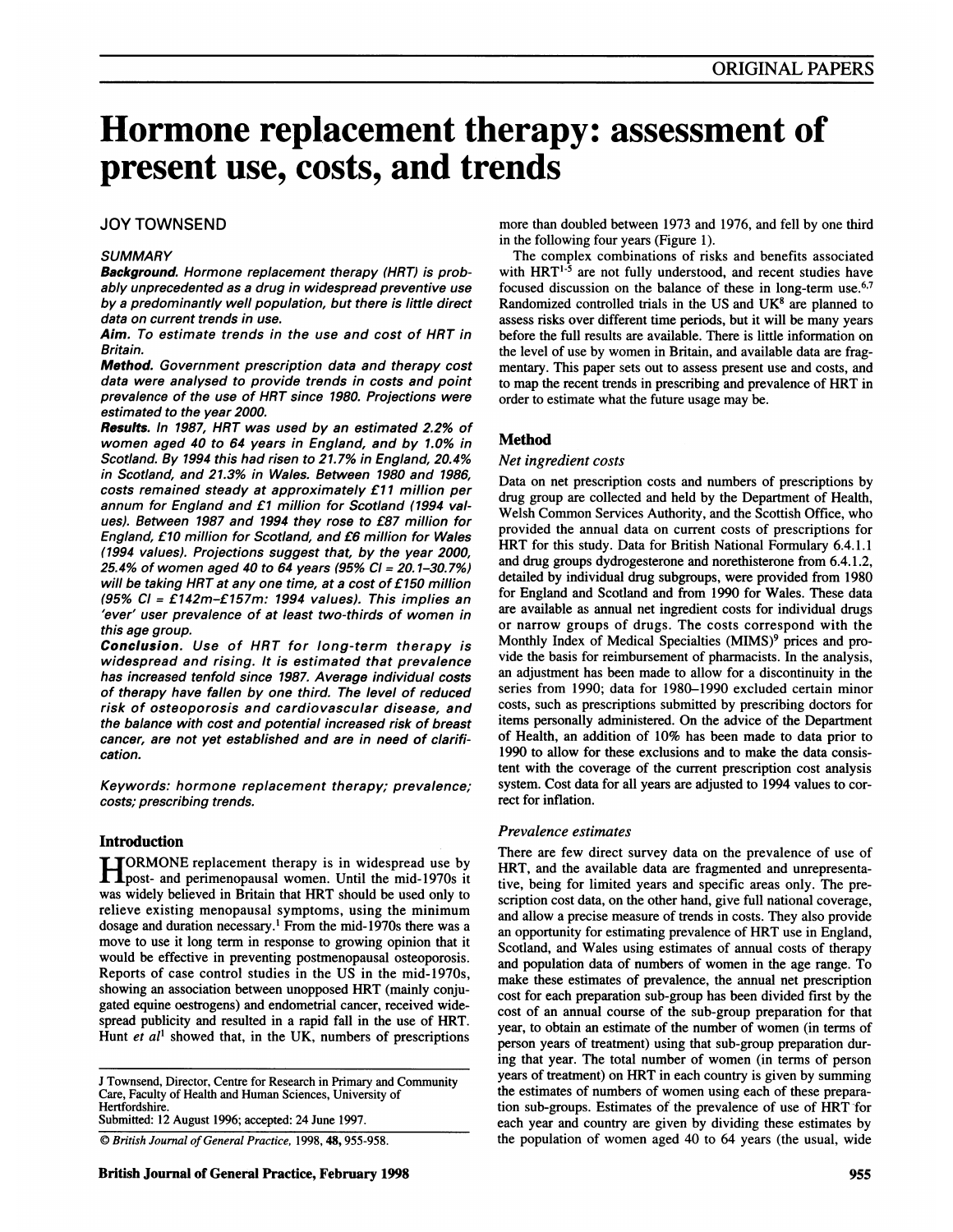# Hormone replacement therapy: assessment of present use, costs, and trends

JOY TOWNSEND

*SUMMARY*

***Background.*** *Hormone replacement therapy (HRT) is probably unprecedented as a drug in widespread preventive use by a predominantly well population, but there is little direct data on current trends in use.*

***Aim.*** *To estimate trends in the use and cost of HRT in Britain.*

***Method.*** *Government prescription data and therapy cost data were analysed to provide trends in costs and point prevalence of the use of HRT since 1980. Projections were estimated to the year 2000.*

***Results.*** *In 1987, HRT was used by an estimated 2.2% of women aged 40 to 64 years in England, and by 1.0% in Scotland. By 1994 this had risen to 21.7% in England, 20.4% in Scotland, and 21.3% in Wales. Between 1980 and 1986, costs remained steady at approximately £11 million per annum for England and £1 million for Scotland (1994 values). Between 1987 and 1994 they rose to £87 million for England, £10 million for Scotland, and £6 million for Wales (1994 values). Projections suggest that, by the year 2000, 25.4% of women aged 40 to 64 years (95% CI = 20.1–30.7%) will be taking HRT at any one time, at a cost of £150 million (95% CI = £142m–£157m: 1994 values). This implies an 'ever' user prevalence of at least two-thirds of women in this age group.*

***Conclusion.*** *Use of HRT for long-term therapy is widespread and rising. It is estimated that prevalence has increased tenfold since 1987. Average individual costs of therapy have fallen by one third. The level of reduced risk of osteoporosis and cardiovascular disease, and the balance with cost and potential increased risk of breast cancer, are not yet established and are in need of clarification.*

*Keywords: hormone replacement therapy; prevalence; costs; prescribing trends.*

## Introduction

HORMONE replacement therapy is in widespread use by post- and perimenopausal women. Until the mid-1970s it was widely believed in Britain that HRT should be used only to relieve existing menopausal symptoms, using the minimum dosage and duration necessary.[1] From the mid-1970s there was a move to use it long term in response to growing opinion that it would be effective in preventing postmenopausal osteoporosis. Reports of case control studies in the US in the mid-1970s, showing an association between unopposed HRT (mainly conjugated equine oestrogens) and endometrial cancer, received widespread publicity and resulted in a rapid fall in the use of HRT. Hunt *et al*[1] showed that, in the UK, numbers of prescriptions more than doubled between 1973 and 1976, and fell by one third in the following four years (Figure 1).

The complex combinations of risks and benefits associated with HRT[1-5] are not fully understood, and recent studies have focused discussion on the balance of these in long-term use.[6,7] Randomized controlled trials in the US and UK[8] are planned to assess risks over different time periods, but it will be many years before the full results are available. There is little information on the level of use by women in Britain, and available data are fragmentary. This paper sets out to assess present use and costs, and to map the recent trends in prescribing and prevalence of HRT in order to estimate what the future usage may be.

J Townsend, Director, Centre for Research in Primary and Community Care, Faculty of Health and Human Sciences, University of Hertfordshire.
Submitted: 12 August 1996; accepted: 24 June 1997.

© *British Journal of General Practice*, 1998, **48**, 955-958.

## Method

### *Net ingredient costs*

Data on net prescription costs and numbers of prescriptions by drug group are collected and held by the Department of Health, Welsh Common Services Authority, and the Scottish Office, who provided the annual data on current costs of prescriptions for HRT for this study. Data for British National Formulary 6.4.1.1 and drug groups dydrogesterone and norethisterone from 6.4.1.2, detailed by individual drug subgroups, were provided from 1980 for England and Scotland and from 1990 for Wales. These data are available as annual net ingredient costs for individual drugs or narrow groups of drugs. The costs correspond with the Monthly Index of Medical Specialties (MIMS)[9] prices and provide the basis for reimbursement of pharmacists. In the analysis, an adjustment has been made to allow for a discontinuity in the series from 1990; data for 1980–1990 excluded certain minor costs, such as prescriptions submitted by prescribing doctors for items personally administered. On the advice of the Department of Health, an addition of 10% has been made to data prior to 1990 to allow for these exclusions and to make the data consistent with the coverage of the current prescription cost analysis system. Cost data for all years are adjusted to 1994 values to correct for inflation.

### *Prevalence estimates*

There are few direct survey data on the prevalence of use of HRT, and the available data are fragmented and unrepresentative, being for limited years and specific areas only. The prescription cost data, on the other hand, give full national coverage, and allow a precise measure of trends in costs. They also provide an opportunity for estimating prevalence of HRT use in England, Scotland, and Wales using estimates of annual costs of therapy and population data of numbers of women in the age range. To make these estimates of prevalence, the annual net prescription cost for each preparation sub-group has been divided first by the cost of an annual course of the sub-group preparation for that year, to obtain an estimate of the number of women (in terms of person years of treatment) using that sub-group preparation during that year. The total number of women (in terms of person years of treatment) on HRT in each country is given by summing the estimates of numbers of women using each of these preparation sub-groups. Estimates of the prevalence of use of HRT for each year and country are given by dividing these estimates by the population of women aged 40 to 64 years (the usual, wide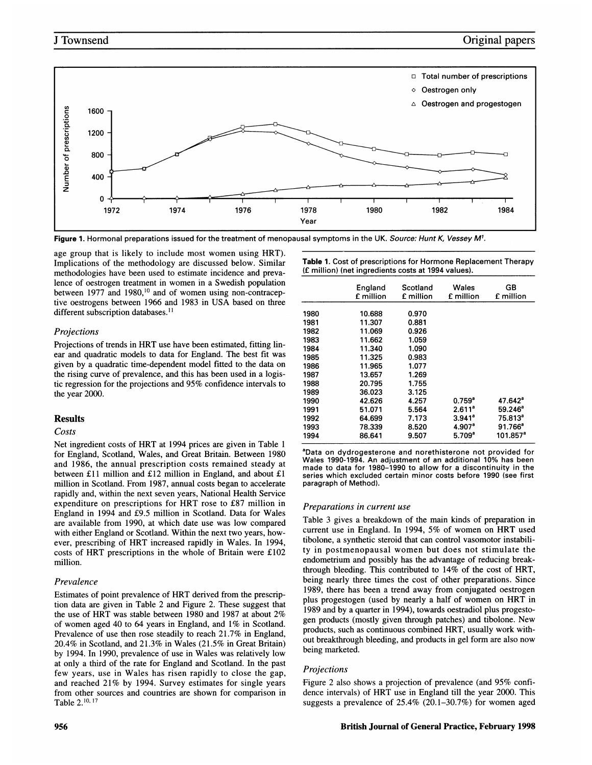Figure 1. Hormonal preparations issued for the treatment of menopausal symptoms in the UK. *Source: Hunt K, Vessey M*[1].

age group that is likely to include most women using HRT). Implications of the methodology are discussed below. Similar methodologies have been used to estimate incidence and prevalence of oestrogen treatment in women in a Swedish population between 1977 and 1980,[10] and of women using non-contraceptive oestrogens between 1966 and 1983 in USA based on three different subscription databases.[11]

### *Projections*

Projections of trends in HRT use have been estimated, fitting linear and quadratic models to data for England. The best fit was given by a quadratic time-dependent model fitted to the data on the rising curve of prevalence, and this has been used in a logistic regression for the projections and 95% confidence intervals to the year 2000.

## Results

### *Costs*

Net ingredient costs of HRT at 1994 prices are given in Table 1 for England, Scotland, Wales, and Great Britain. Between 1980 and 1986, the annual prescription costs remained steady at between £11 million and £12 million in England, and about £1 million in Scotland. From 1987, annual costs began to accelerate rapidly and, within the next seven years, National Health Service expenditure on prescriptions for HRT rose to £87 million in England in 1994 and £9.5 million in Scotland. Data for Wales are available from 1990, at which date use was low compared with either England or Scotland. Within the next two years, however, prescribing of HRT increased rapidly in Wales. In 1994, costs of HRT prescriptions in the whole of Britain were £102 million.

### *Prevalence*

Estimates of point prevalence of HRT derived from the prescription data are given in Table 2 and Figure 2. These suggest that the use of HRT was stable between 1980 and 1987 at about 2% of women aged 40 to 64 years in England, and 1% in Scotland. Prevalence of use then rose steadily to reach 21.7% in England, 20.4% in Scotland, and 21.3% in Wales (21.5% in Great Britain) by 1994. In 1990, prevalence of use in Wales was relatively low at only a third of the rate for England and Scotland. In the past few years, use in Wales has risen rapidly to close the gap, and reached 21% by 1994. Survey estimates for single years from other sources and countries are shown for comparison in Table 2.[10, 17]

**Table 1.** Cost of prescriptions for Hormone Replacement Therapy (£ million) (net ingredients costs at 1994 values).

| | England £ million | Scotland £ million | Wales £ million | GB £ million |
|---|---|---|---|---|
| 1980 | 10.688 | 0.970 | | |
| 1981 | 11.307 | 0.881 | | |
| 1982 | 11.069 | 0.926 | | |
| 1983 | 11.662 | 1.059 | | |
| 1984 | 11.340 | 1.090 | | |
| 1985 | 11.325 | 0.983 | | |
| 1986 | 11.965 | 1.077 | | |
| 1987 | 13.657 | 1.269 | | |
| 1988 | 20.795 | 1.755 | | |
| 1989 | 36.023 | 3.125 | | |
| 1990 | 42.626 | 4.257 | 0.759[a] | 47.642[a] |
| 1991 | 51.071 | 5.564 | 2.611[a] | 59.246[a] |
| 1992 | 64.699 | 7.173 | 3.941[a] | 75.813[a] |
| 1993 | 78.339 | 8.520 | 4.907[a] | 91.766[a] |
| 1994 | 86.641 | 9.507 | 5.709[a] | 101.857[a] |

[a]Data on dydrogesterone and norethisterone not provided for Wales 1990-1994. An adjustment of an additional 10% has been made to data for 1980–1990 to allow for a discontinuity in the series which excluded certain minor costs before 1990 (see first paragraph of Method).

### *Preparations in current use*

Table 3 gives a breakdown of the main kinds of preparation in current use in England. In 1994, 5% of women on HRT used tibolone, a synthetic steroid that can control vasomotor instability in postmenopausal women but does not stimulate the endometrium and possibly has the advantage of reducing breakthrough bleeding. This contributed to 14% of the cost of HRT, being nearly three times the cost of other preparations. Since 1989, there has been a trend away from conjugated oestrogen plus progestogen (used by nearly a half of women on HRT in 1989 and by a quarter in 1994), towards oestradiol plus progestogen products (mostly given through patches) and tibolone. New products, such as continuous combined HRT, usually work without breakthrough bleeding, and products in gel form are also now being marketed.

### *Projections*

Figure 2 also shows a projection of prevalence (and 95% confidence intervals) of HRT use in England till the year 2000. This suggests a prevalence of 25.4% (20.1–30.7%) for women aged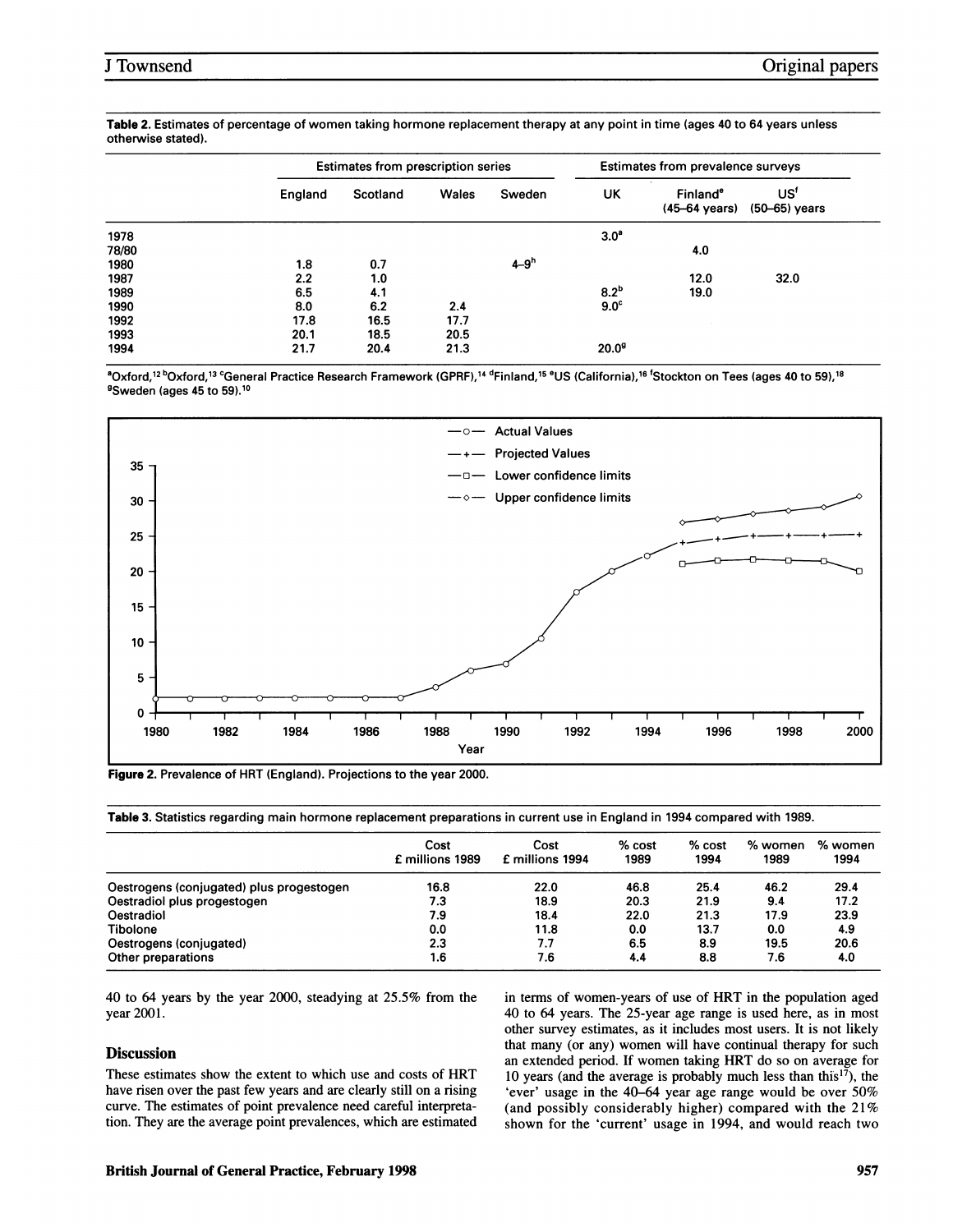**Table 2.** Estimates of percentage of women taking hormone replacement therapy at any point in time (ages 40 to 64 years unless otherwise stated).

| | Estimates from prescription series | | | | Estimates from prevalence surveys | | |
|---|---|---|---|---|---|---|---|
| | England | Scotland | Wales | Sweden | UK | Finland[e] (45–64 years) | US[f] (50–65) years |
| 1978 | | | | | 3.0[a] | | |
| 78/80 | | | | | | 4.0 | |
| 1980 | 1.8 | 0.7 | | 4–9[h] | | | |
| 1987 | 2.2 | 1.0 | | | | 12.0 | 32.0 |
| 1989 | 6.5 | 4.1 | | | 8.2[b] | 19.0 | |
| 1990 | 8.0 | 6.2 | 2.4 | | 9.0[c] | | |
| 1992 | 17.8 | 16.5 | 17.7 | | | | |
| 1993 | 20.1 | 18.5 | 20.5 | | | | |
| 1994 | 21.7 | 20.4 | 21.3 | | 20.0[g] | | |

[a]Oxford,[12] [b]Oxford,[13] [c]General Practice Research Framework (GPRF),[14] [d]Finland,[15] [e]US (California),[16] [f]Stockton on Tees (ages 40 to 59),[18] [g]Sweden (ages 45 to 59).[10]

**Figure 2.** Prevalence of HRT (England). Projections to the year 2000.

**Table 3.** Statistics regarding main hormone replacement preparations in current use in England in 1994 compared with 1989.

| | Cost £ millions 1989 | Cost £ millions 1994 | % cost 1989 | % cost 1994 | % women 1989 | % women 1994 |
|---|---|---|---|---|---|---|
| Oestrogens (conjugated) plus progestogen | 16.8 | 22.0 | 46.8 | 25.4 | 46.2 | 29.4 |
| Oestradiol plus progestogen | 7.3 | 18.9 | 20.3 | 21.9 | 9.4 | 17.2 |
| Oestradiol | 7.9 | 18.4 | 22.0 | 21.3 | 17.9 | 23.9 |
| Tibolone | 0.0 | 11.8 | 0.0 | 13.7 | 0.0 | 4.9 |
| Oestrogens (conjugated) | 2.3 | 7.7 | 6.5 | 8.9 | 19.5 | 20.6 |
| Other preparations | 1.6 | 7.6 | 4.4 | 8.8 | 7.6 | 4.0 |

40 to 64 years by the year 2000, steadying at 25.5% from the year 2001.

## Discussion

These estimates show the extent to which use and costs of HRT have risen over the past few years and are clearly still on a rising curve. The estimates of point prevalence need careful interpretation. They are the average point prevalences, which are estimated in terms of women-years of use of HRT in the population aged 40 to 64 years. The 25-year age range is used here, as in most other survey estimates, as it includes most users. It is not likely that many (or any) women will have continual therapy for such an extended period. If women taking HRT do so on average for 10 years (and the average is probably much less than this[17]), the 'ever' usage in the 40–64 year age range would be over 50% (and possibly considerably higher) compared with the 21% shown for the 'current' usage in 1994, and would reach two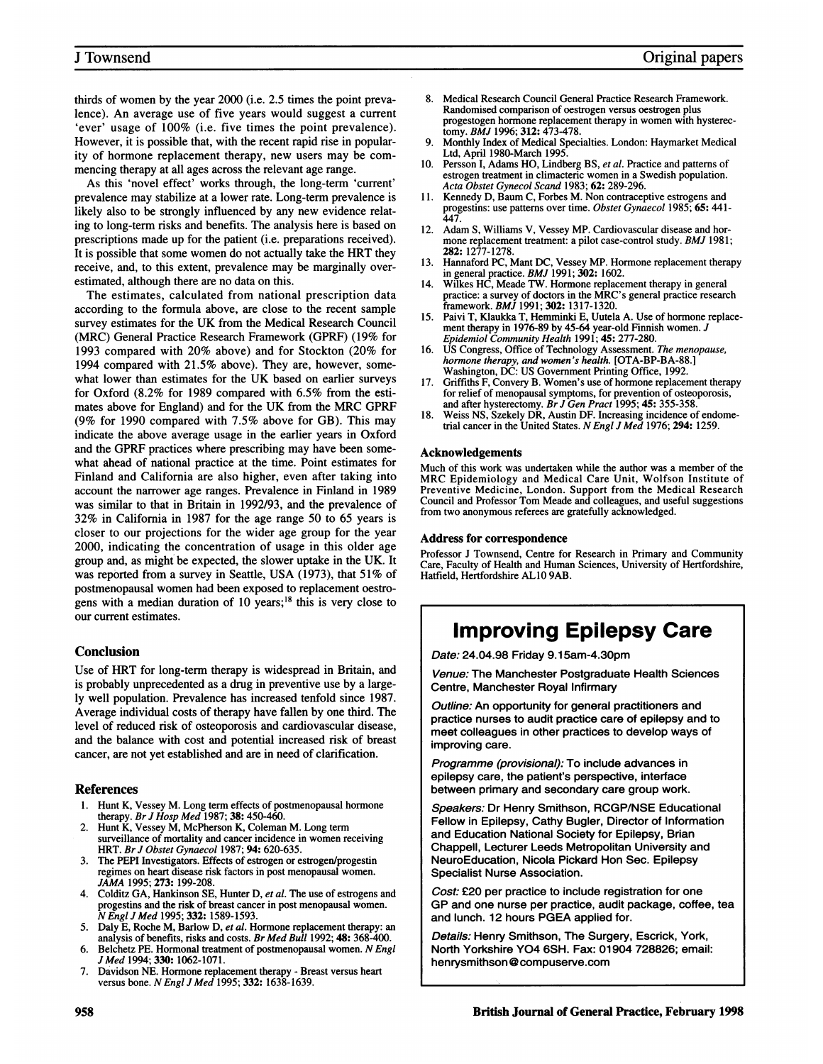thirds of women by the year 2000 (i.e. 2.5 times the point prevalence). An average use of five years would suggest a current 'ever' usage of 100% (i.e. five times the point prevalence). However, it is possible that, with the recent rapid rise in popularity of hormone replacement therapy, new users may be commencing therapy at all ages across the relevant age range.

As this 'novel effect' works through, the long-term 'current' prevalence may stabilize at a lower rate. Long-term prevalence is likely also to be strongly influenced by any new evidence relating to long-term risks and benefits. The analysis here is based on prescriptions made up for the patient (i.e. preparations received). It is possible that some women do not actually take the HRT they receive, and, to this extent, prevalence may be marginally overestimated, although there are no data on this.

The estimates, calculated from national prescription data according to the formula above, are close to the recent sample survey estimates for the UK from the Medical Research Council (MRC) General Practice Research Framework (GPRF) (19% for 1993 compared with 20% above) and for Stockton (20% for 1994 compared with 21.5% above). They are, however, somewhat lower than estimates for the UK based on earlier surveys for Oxford (8.2% for 1989 compared with 6.5% from the estimates above for England) and for the UK from the MRC GPRF (9% for 1990 compared with 7.5% above for GB). This may indicate the above average usage in the earlier years in Oxford and the GPRF practices where prescribing may have been somewhat ahead of national practice at the time. Point estimates for Finland and California are also higher, even after taking into account the narrower age ranges. Prevalence in Finland in 1989 was similar to that in Britain in 1992/93, and the prevalence of 32% in California in 1987 for the age range 50 to 65 years is closer to our projections for the wider age group for the year 2000, indicating the concentration of usage in this older age group and, as might be expected, the slower uptake in the UK. It was reported from a survey in Seattle, USA (1973), that 51% of postmenopausal women had been exposed to replacement oestrogens with a median duration of 10 years;[18] this is very close to our current estimates.

## Conclusion

Use of HRT for long-term therapy is widespread in Britain, and is probably unprecedented as a drug in preventive use by a largely well population. Prevalence has increased tenfold since 1987. Average individual costs of therapy have fallen by one third. The level of reduced risk of osteoporosis and cardiovascular disease, and the balance with cost and potential increased risk of breast cancer, are not yet established and are in need of clarification.

## References

1. Hunt K, Vessey M. Long term effects of postmenopausal hormone therapy. *Br J Hosp Med* 1987; **38:** 450-460.
2. Hunt K, Vessey M, McPherson K, Coleman M. Long term surveillance of mortality and cancer incidence in women receiving HRT. *Br J Obstet Gynaecol* 1987; **94:** 620-635.
3. The PEPI Investigators. Effects of estrogen or estrogen/progestin regimes on heart disease risk factors in post menopausal women. *JAMA* 1995; **273:** 199-208.
4. Colditz GA, Hankinson SE, Hunter D, *et al.* The use of estrogens and progestins and the risk of breast cancer in post menopausal women. *N Engl J Med* 1995; **332:** 1589-1593.
5. Daly E, Roche M, Barlow D, *et al.* Hormone replacement therapy: an analysis of benefits, risks and costs. *Br Med Bull* 1992; **48:** 368-400.
6. Belchetz PE. Hormonal treatment of postmenopausal women. *N Engl J Med* 1994; **330:** 1062-1071.
7. Davidson NE. Hormone replacement therapy - Breast versus heart versus bone. *N Engl J Med* 1995; **332:** 1638-1639.
8. Medical Research Council General Practice Research Framework. Randomised comparison of oestrogen versus oestrogen plus progestogen hormone replacement therapy in women with hysterectomy. *BMJ* 1996; **312:** 473-478.
9. Monthly Index of Medical Specialties. London: Haymarket Medical Ltd, April 1980-March 1995.
10. Persson I, Adams HO, Lindberg BS, *et al.* Practice and patterns of estrogen treatment in climacteric women in a Swedish population. *Acta Obstet Gynecol Scand* 1983; **62:** 289-296.
11. Kennedy D, Baum C, Forbes M. Non contraceptive estrogens and progestins: use patterns over time. *Obstet Gynaecol* 1985; **65:** 441-447.
12. Adam S, Williams V, Vessey MP. Cardiovascular disease and hormone replacement treatment: a pilot case-control study. *BMJ* 1981; **282:** 1277-1278.
13. Hannaford PC, Mant DC, Vessey MP. Hormone replacement therapy in general practice. *BMJ* 1991; **302:** 1602.
14. Wilkes HC, Meade TW. Hormone replacement therapy in general practice: a survey of doctors in the MRC's general practice research framework. *BMJ* 1991; **302:** 1317-1320.
15. Paivi T, Klaukka T, Hemminki E, Uutela A. Use of hormone replacement therapy in 1976-89 by 45-64 year-old Finnish women. *J Epidemiol Community Health* 1991; **45:** 277-280.
16. US Congress, Office of Technology Assessment. *The menopause, hormone therapy, and women's health.* [OTA-BP-BA-88.] Washington, DC: US Government Printing Office, 1992.
17. Griffiths F, Convery B. Women's use of hormone replacement therapy for relief of menopausal symptoms, for prevention of osteoporosis, and after hysterectomy. *Br J Gen Pract* 1995; **45:** 355-358.
18. Weiss NS, Szekely DR, Austin DF. Increasing incidence of endometrial cancer in the United States. *N Engl J Med* 1976; **294:** 1259.

### Acknowledgements

Much of this work was undertaken while the author was a member of the MRC Epidemiology and Medical Care Unit, Wolfson Institute of Preventive Medicine, London. Support from the Medical Research Council and Professor Tom Meade and colleagues, and useful suggestions from two anonymous referees are gratefully acknowledged.

### Address for correspondence

Professor J Townsend, Centre for Research in Primary and Community Care, Faculty of Health and Human Sciences, University of Hertfordshire, Hatfield, Hertfordshire AL10 9AB.

## Improving Epilepsy Care

*Date:* 24.04.98 Friday 9.15am-4.30pm

*Venue:* The Manchester Postgraduate Health Sciences Centre, Manchester Royal Infirmary

*Outline:* An opportunity for general practitioners and practice nurses to audit practice care of epilepsy and to meet colleagues in other practices to develop ways of improving care.

*Programme (provisional):* To include advances in epilepsy care, the patient's perspective, interface between primary and secondary care group work.

*Speakers:* Dr Henry Smithson, RCGP/NSE Educational Fellow in Epilepsy, Cathy Bugler, Director of Information and Education National Society for Epilepsy, Brian Chappell, Lecturer Leeds Metropolitan University and NeuroEducation, Nicola Pickard Hon Sec. Epilepsy Specialist Nurse Association.

*Cost:* £20 per practice to include registration for one GP and one nurse per practice, audit package, coffee, tea and lunch. 12 hours PGEA applied for.

*Details:* Henry Smithson, The Surgery, Escrick, York, North Yorkshire YO4 6SH. Fax: 01904 728826; email: henrysmithson@compuserve.com